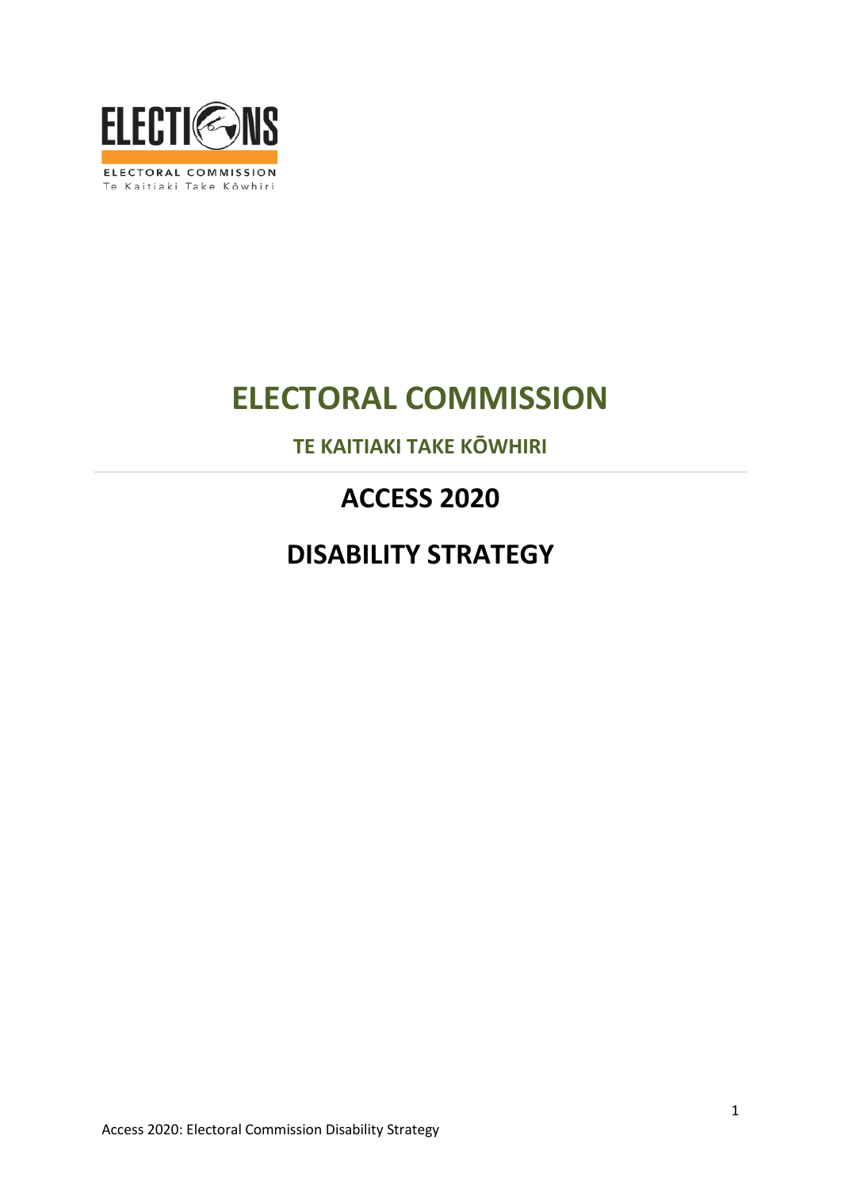# ELECTORAL COMMISSION

## TE KAITIAKI TAKE KŌWHIRI

---

## ACCESS 2020

## DISABILITY STRATEGY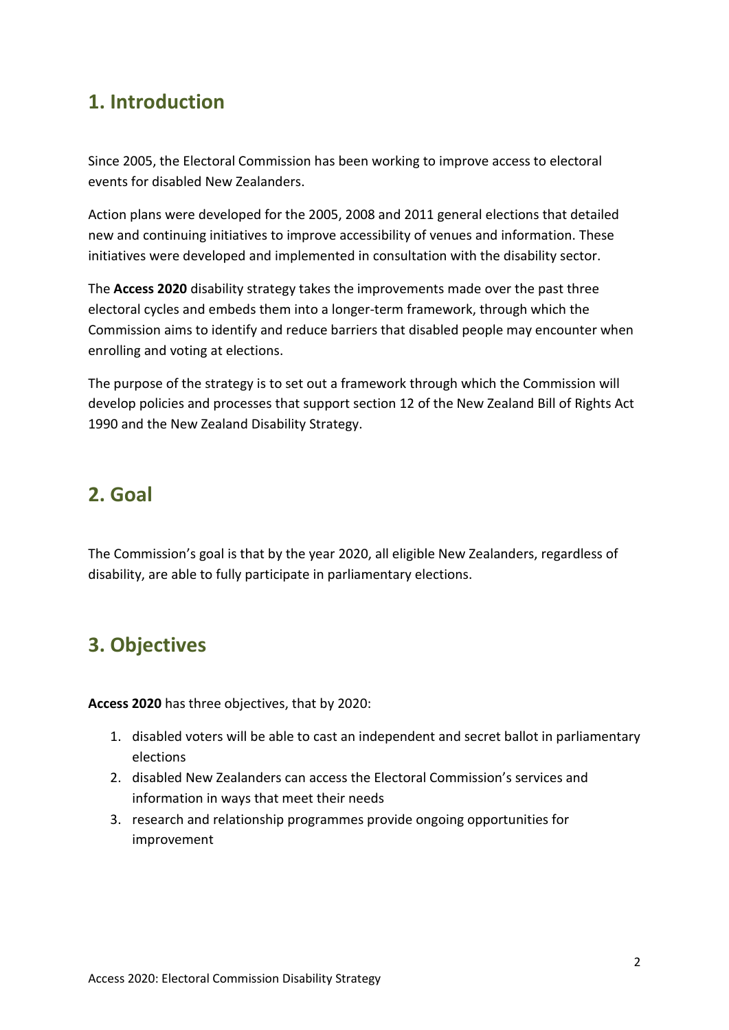## 1. Introduction

Since 2005, the Electoral Commission has been working to improve access to electoral events for disabled New Zealanders.

Action plans were developed for the 2005, 2008 and 2011 general elections that detailed new and continuing initiatives to improve accessibility of venues and information. These initiatives were developed and implemented in consultation with the disability sector.

The **Access 2020** disability strategy takes the improvements made over the past three electoral cycles and embeds them into a longer-term framework, through which the Commission aims to identify and reduce barriers that disabled people may encounter when enrolling and voting at elections.

The purpose of the strategy is to set out a framework through which the Commission will develop policies and processes that support section 12 of the New Zealand Bill of Rights Act 1990 and the New Zealand Disability Strategy.

## 2. Goal

The Commission's goal is that by the year 2020, all eligible New Zealanders, regardless of disability, are able to fully participate in parliamentary elections.

## 3. Objectives

**Access 2020** has three objectives, that by 2020:

1. disabled voters will be able to cast an independent and secret ballot in parliamentary elections
2. disabled New Zealanders can access the Electoral Commission's services and information in ways that meet their needs
3. research and relationship programmes provide ongoing opportunities for improvement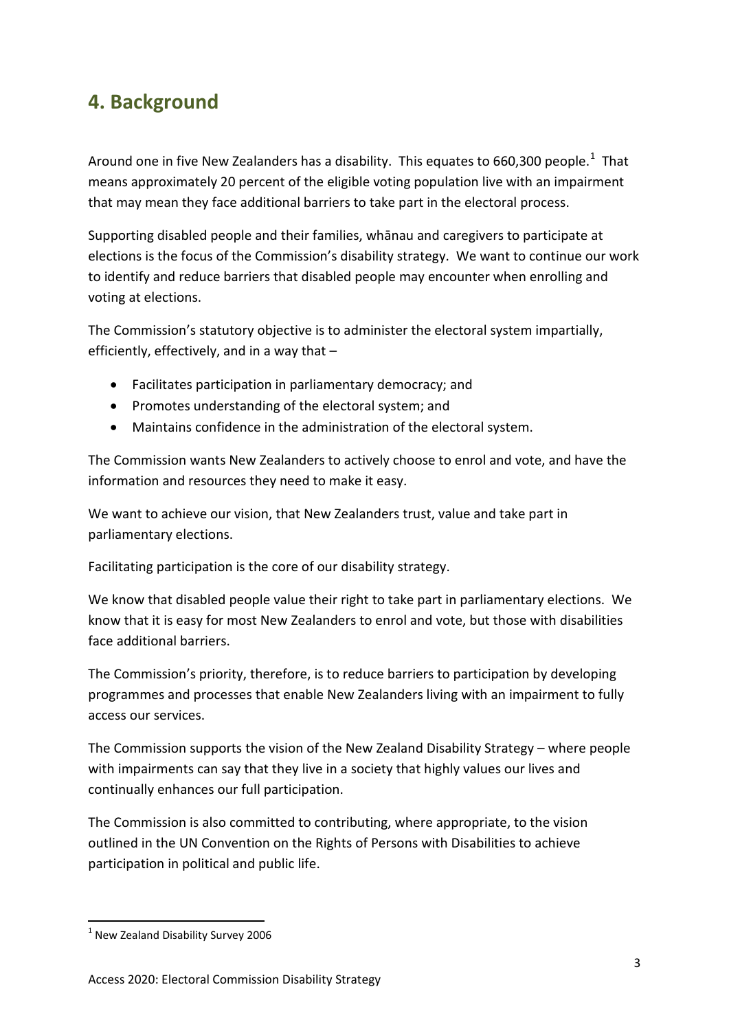## 4. Background

Around one in five New Zealanders has a disability. This equates to 660,300 people.[1] That means approximately 20 percent of the eligible voting population live with an impairment that may mean they face additional barriers to take part in the electoral process.

Supporting disabled people and their families, whānau and caregivers to participate at elections is the focus of the Commission's disability strategy. We want to continue our work to identify and reduce barriers that disabled people may encounter when enrolling and voting at elections.

The Commission's statutory objective is to administer the electoral system impartially, efficiently, effectively, and in a way that –

- Facilitates participation in parliamentary democracy; and
- Promotes understanding of the electoral system; and
- Maintains confidence in the administration of the electoral system.

The Commission wants New Zealanders to actively choose to enrol and vote, and have the information and resources they need to make it easy.

We want to achieve our vision, that New Zealanders trust, value and take part in parliamentary elections.

Facilitating participation is the core of our disability strategy.

We know that disabled people value their right to take part in parliamentary elections. We know that it is easy for most New Zealanders to enrol and vote, but those with disabilities face additional barriers.

The Commission's priority, therefore, is to reduce barriers to participation by developing programmes and processes that enable New Zealanders living with an impairment to fully access our services.

The Commission supports the vision of the New Zealand Disability Strategy – where people with impairments can say that they live in a society that highly values our lives and continually enhances our full participation.

The Commission is also committed to contributing, where appropriate, to the vision outlined in the UN Convention on the Rights of Persons with Disabilities to achieve participation in political and public life.

[1] New Zealand Disability Survey 2006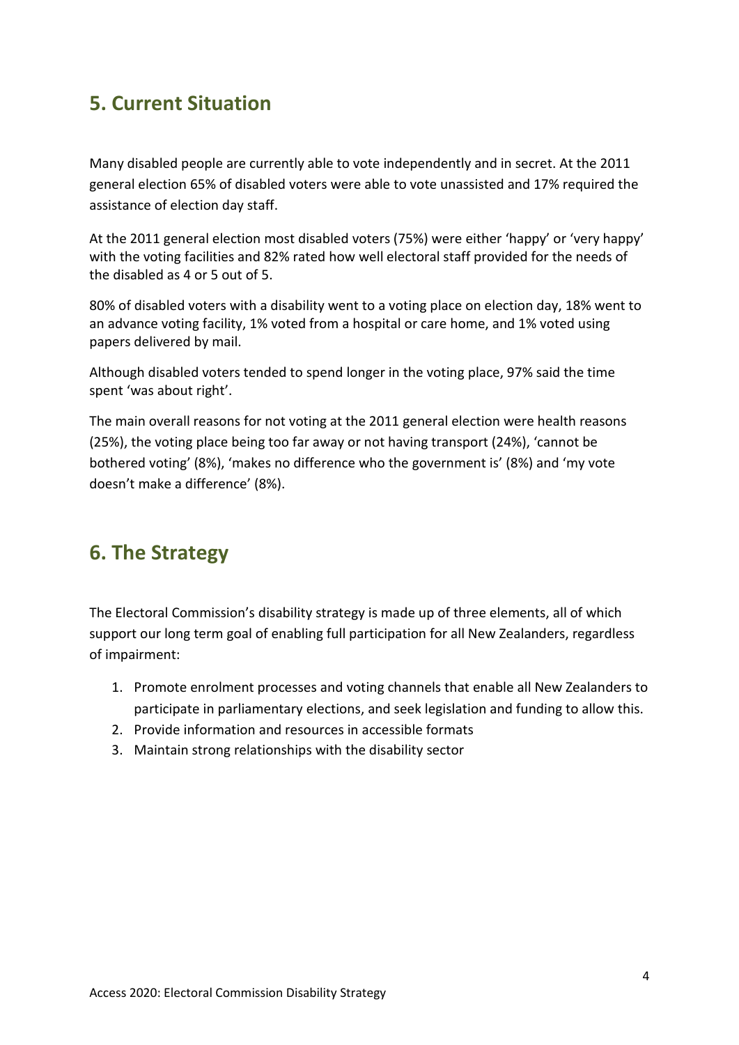## 5. Current Situation

Many disabled people are currently able to vote independently and in secret. At the 2011 general election 65% of disabled voters were able to vote unassisted and 17% required the assistance of election day staff.

At the 2011 general election most disabled voters (75%) were either 'happy' or 'very happy' with the voting facilities and 82% rated how well electoral staff provided for the needs of the disabled as 4 or 5 out of 5.

80% of disabled voters with a disability went to a voting place on election day, 18% went to an advance voting facility, 1% voted from a hospital or care home, and 1% voted using papers delivered by mail.

Although disabled voters tended to spend longer in the voting place, 97% said the time spent 'was about right'.

The main overall reasons for not voting at the 2011 general election were health reasons (25%), the voting place being too far away or not having transport (24%), 'cannot be bothered voting' (8%), 'makes no difference who the government is' (8%) and 'my vote doesn't make a difference' (8%).

## 6. The Strategy

The Electoral Commission's disability strategy is made up of three elements, all of which support our long term goal of enabling full participation for all New Zealanders, regardless of impairment:

1. Promote enrolment processes and voting channels that enable all New Zealanders to participate in parliamentary elections, and seek legislation and funding to allow this.
2. Provide information and resources in accessible formats
3. Maintain strong relationships with the disability sector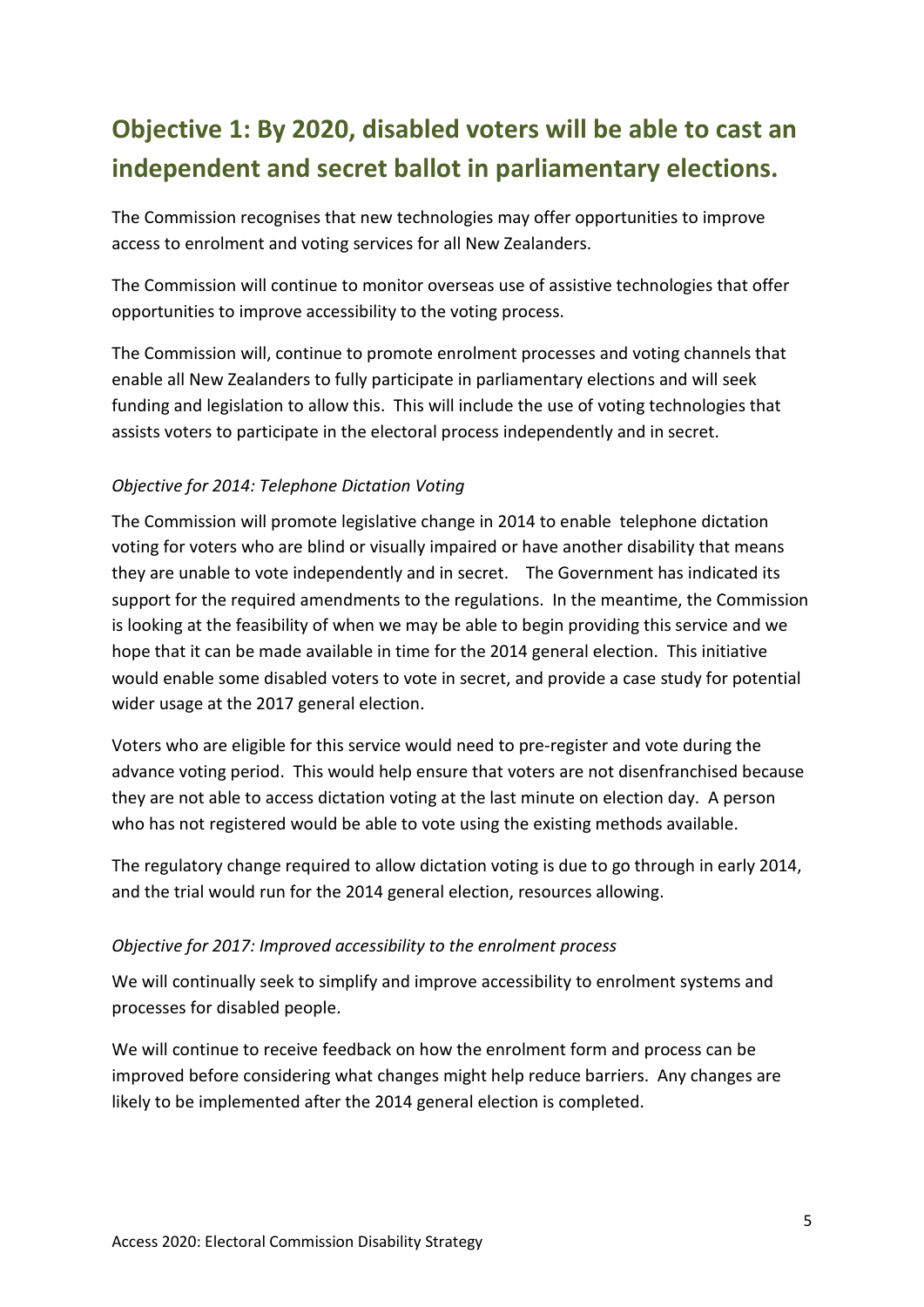## Objective 1: By 2020, disabled voters will be able to cast an independent and secret ballot in parliamentary elections.

The Commission recognises that new technologies may offer opportunities to improve access to enrolment and voting services for all New Zealanders.

The Commission will continue to monitor overseas use of assistive technologies that offer opportunities to improve accessibility to the voting process.

The Commission will, continue to promote enrolment processes and voting channels that enable all New Zealanders to fully participate in parliamentary elections and will seek funding and legislation to allow this. This will include the use of voting technologies that assists voters to participate in the electoral process independently and in secret.

*Objective for 2014: Telephone Dictation Voting*

The Commission will promote legislative change in 2014 to enable telephone dictation voting for voters who are blind or visually impaired or have another disability that means they are unable to vote independently and in secret. The Government has indicated its support for the required amendments to the regulations. In the meantime, the Commission is looking at the feasibility of when we may be able to begin providing this service and we hope that it can be made available in time for the 2014 general election. This initiative would enable some disabled voters to vote in secret, and provide a case study for potential wider usage at the 2017 general election.

Voters who are eligible for this service would need to pre-register and vote during the advance voting period. This would help ensure that voters are not disenfranchised because they are not able to access dictation voting at the last minute on election day. A person who has not registered would be able to vote using the existing methods available.

The regulatory change required to allow dictation voting is due to go through in early 2014, and the trial would run for the 2014 general election, resources allowing.

*Objective for 2017: Improved accessibility to the enrolment process*

We will continually seek to simplify and improve accessibility to enrolment systems and processes for disabled people.

We will continue to receive feedback on how the enrolment form and process can be improved before considering what changes might help reduce barriers. Any changes are likely to be implemented after the 2014 general election is completed.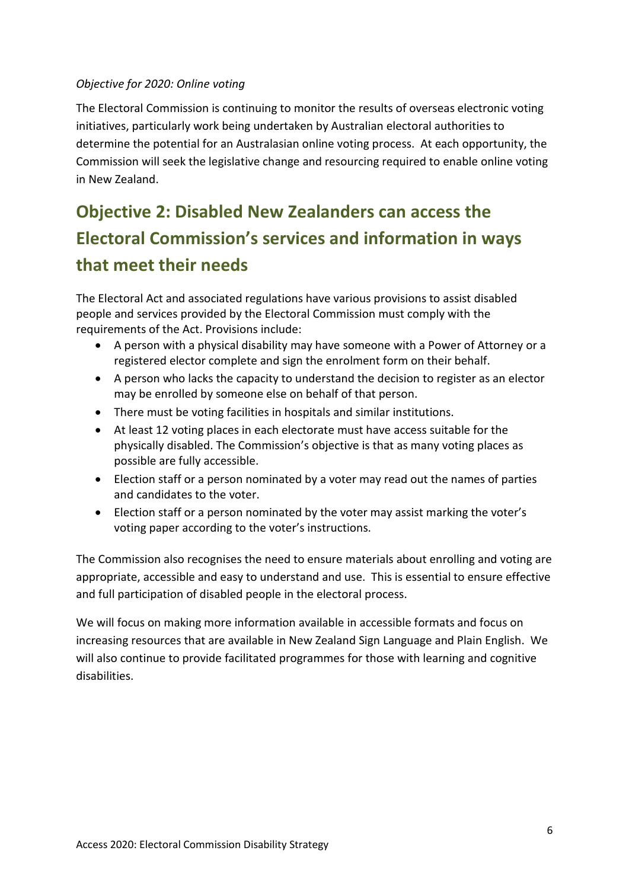*Objective for 2020: Online voting*

The Electoral Commission is continuing to monitor the results of overseas electronic voting initiatives, particularly work being undertaken by Australian electoral authorities to determine the potential for an Australasian online voting process. At each opportunity, the Commission will seek the legislative change and resourcing required to enable online voting in New Zealand.

## Objective 2: Disabled New Zealanders can access the Electoral Commission's services and information in ways that meet their needs

The Electoral Act and associated regulations have various provisions to assist disabled people and services provided by the Electoral Commission must comply with the requirements of the Act. Provisions include:

- A person with a physical disability may have someone with a Power of Attorney or a registered elector complete and sign the enrolment form on their behalf.
- A person who lacks the capacity to understand the decision to register as an elector may be enrolled by someone else on behalf of that person.
- There must be voting facilities in hospitals and similar institutions.
- At least 12 voting places in each electorate must have access suitable for the physically disabled. The Commission's objective is that as many voting places as possible are fully accessible.
- Election staff or a person nominated by a voter may read out the names of parties and candidates to the voter.
- Election staff or a person nominated by the voter may assist marking the voter's voting paper according to the voter's instructions.

The Commission also recognises the need to ensure materials about enrolling and voting are appropriate, accessible and easy to understand and use. This is essential to ensure effective and full participation of disabled people in the electoral process.

We will focus on making more information available in accessible formats and focus on increasing resources that are available in New Zealand Sign Language and Plain English. We will also continue to provide facilitated programmes for those with learning and cognitive disabilities.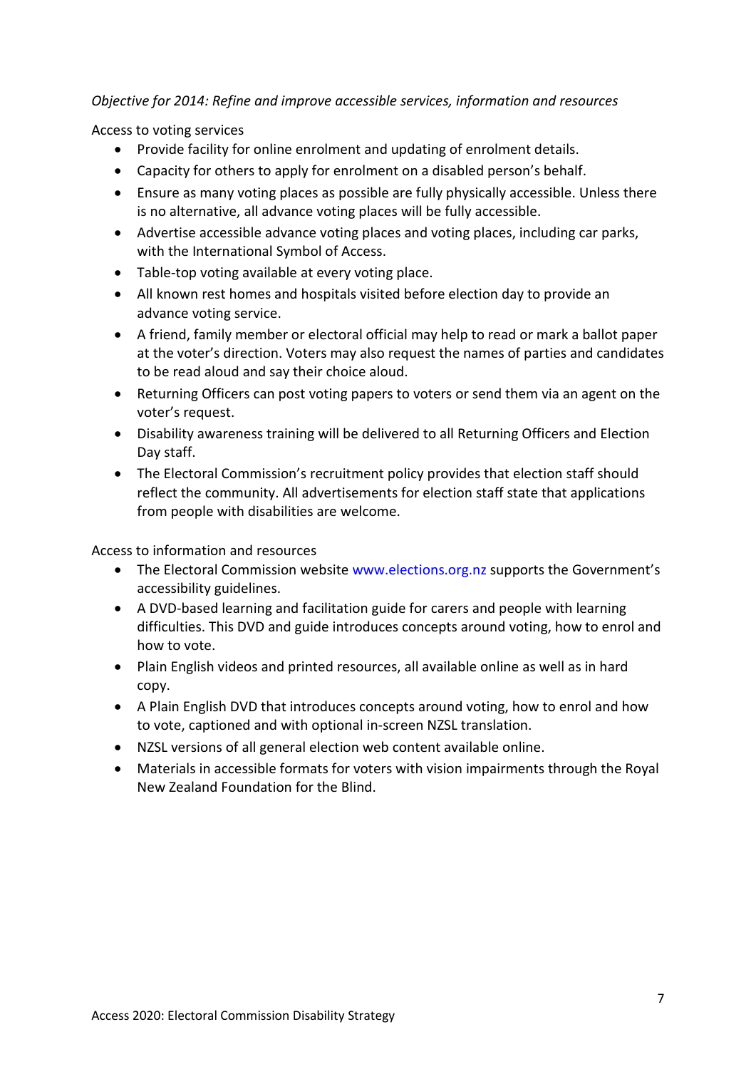*Objective for 2014: Refine and improve accessible services, information and resources*

Access to voting services

- Provide facility for online enrolment and updating of enrolment details.
- Capacity for others to apply for enrolment on a disabled person's behalf.
- Ensure as many voting places as possible are fully physically accessible. Unless there is no alternative, all advance voting places will be fully accessible.
- Advertise accessible advance voting places and voting places, including car parks, with the International Symbol of Access.
- Table-top voting available at every voting place.
- All known rest homes and hospitals visited before election day to provide an advance voting service.
- A friend, family member or electoral official may help to read or mark a ballot paper at the voter's direction. Voters may also request the names of parties and candidates to be read aloud and say their choice aloud.
- Returning Officers can post voting papers to voters or send them via an agent on the voter's request.
- Disability awareness training will be delivered to all Returning Officers and Election Day staff.
- The Electoral Commission's recruitment policy provides that election staff should reflect the community. All advertisements for election staff state that applications from people with disabilities are welcome.

Access to information and resources

- The Electoral Commission website www.elections.org.nz supports the Government's accessibility guidelines.
- A DVD-based learning and facilitation guide for carers and people with learning difficulties. This DVD and guide introduces concepts around voting, how to enrol and how to vote.
- Plain English videos and printed resources, all available online as well as in hard copy.
- A Plain English DVD that introduces concepts around voting, how to enrol and how to vote, captioned and with optional in-screen NZSL translation.
- NZSL versions of all general election web content available online.
- Materials in accessible formats for voters with vision impairments through the Royal New Zealand Foundation for the Blind.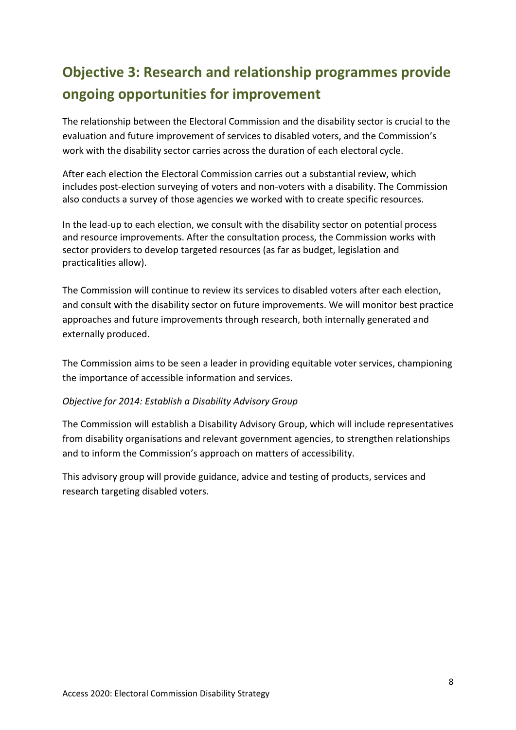## Objective 3: Research and relationship programmes provide ongoing opportunities for improvement

The relationship between the Electoral Commission and the disability sector is crucial to the evaluation and future improvement of services to disabled voters, and the Commission's work with the disability sector carries across the duration of each electoral cycle.

After each election the Electoral Commission carries out a substantial review, which includes post-election surveying of voters and non-voters with a disability. The Commission also conducts a survey of those agencies we worked with to create specific resources.

In the lead-up to each election, we consult with the disability sector on potential process and resource improvements. After the consultation process, the Commission works with sector providers to develop targeted resources (as far as budget, legislation and practicalities allow).

The Commission will continue to review its services to disabled voters after each election, and consult with the disability sector on future improvements. We will monitor best practice approaches and future improvements through research, both internally generated and externally produced.

The Commission aims to be seen a leader in providing equitable voter services, championing the importance of accessible information and services.

*Objective for 2014: Establish a Disability Advisory Group*

The Commission will establish a Disability Advisory Group, which will include representatives from disability organisations and relevant government agencies, to strengthen relationships and to inform the Commission's approach on matters of accessibility.

This advisory group will provide guidance, advice and testing of products, services and research targeting disabled voters.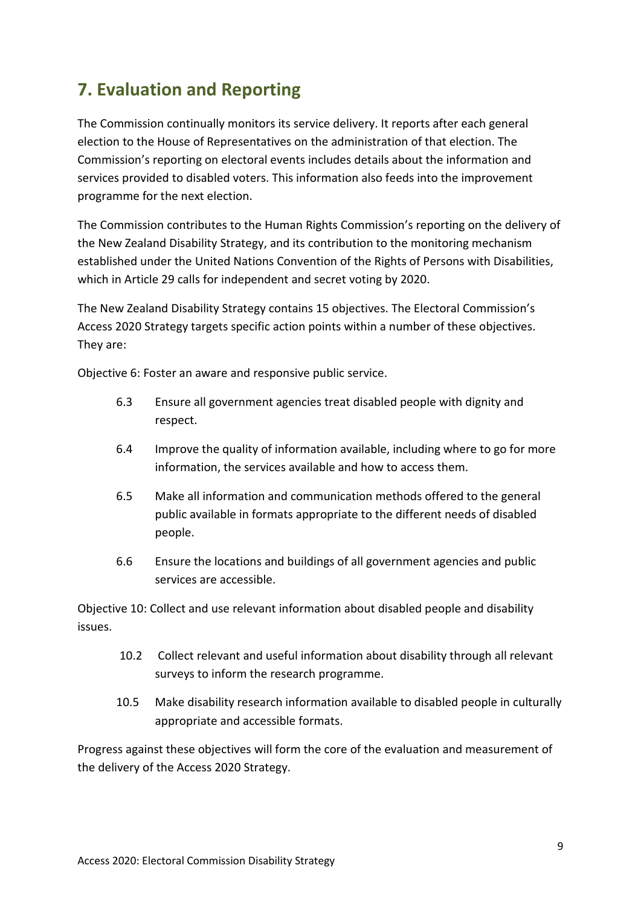## 7. Evaluation and Reporting

The Commission continually monitors its service delivery. It reports after each general election to the House of Representatives on the administration of that election. The Commission's reporting on electoral events includes details about the information and services provided to disabled voters. This information also feeds into the improvement programme for the next election.

The Commission contributes to the Human Rights Commission's reporting on the delivery of the New Zealand Disability Strategy, and its contribution to the monitoring mechanism established under the United Nations Convention of the Rights of Persons with Disabilities, which in Article 29 calls for independent and secret voting by 2020.

The New Zealand Disability Strategy contains 15 objectives. The Electoral Commission's Access 2020 Strategy targets specific action points within a number of these objectives. They are:

Objective 6: Foster an aware and responsive public service.

- 6.3 Ensure all government agencies treat disabled people with dignity and respect.
- 6.4 Improve the quality of information available, including where to go for more information, the services available and how to access them.
- 6.5 Make all information and communication methods offered to the general public available in formats appropriate to the different needs of disabled people.
- 6.6 Ensure the locations and buildings of all government agencies and public services are accessible.

Objective 10: Collect and use relevant information about disabled people and disability issues.

- 10.2 Collect relevant and useful information about disability through all relevant surveys to inform the research programme.
- 10.5 Make disability research information available to disabled people in culturally appropriate and accessible formats.

Progress against these objectives will form the core of the evaluation and measurement of the delivery of the Access 2020 Strategy.